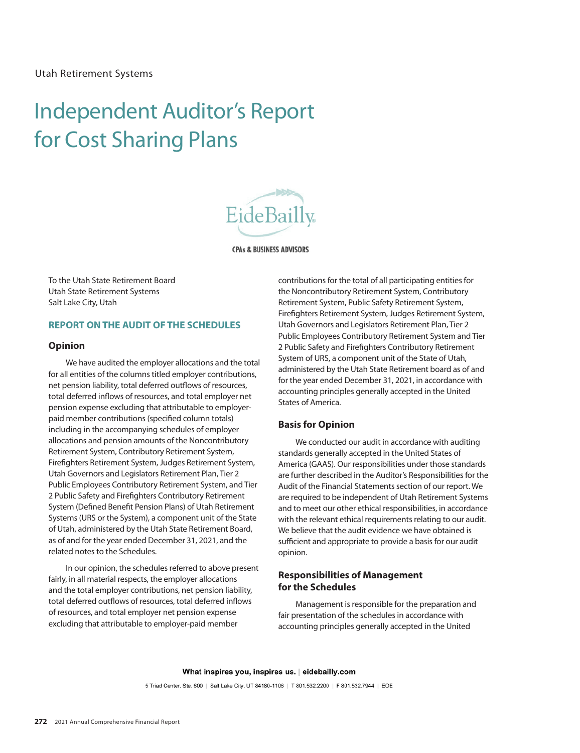# Independent Auditor's Report for Cost Sharing Plans

EideBailly

CPAs & BUSINESS ADVISORS

To the Utah State Retirement Board
Utah State Retirement Systems
Salt Lake City, Utah

## REPORT ON THE AUDIT OF THE SCHEDULES

### Opinion

We have audited the employer allocations and the total for all entities of the columns titled employer contributions, net pension liability, total deferred outflows of resources, total deferred inflows of resources, and total employer net pension expense excluding that attributable to employer-paid member contributions (specified column totals) including in the accompanying schedules of employer allocations and pension amounts of the Noncontributory Retirement System, Contributory Retirement System, Firefighters Retirement System, Judges Retirement System, Utah Governors and Legislators Retirement Plan, Tier 2 Public Employees Contributory Retirement System, and Tier 2 Public Safety and Firefighters Contributory Retirement System (Defined Benefit Pension Plans) of Utah Retirement Systems (URS or the System), a component unit of the State of Utah, administered by the Utah State Retirement Board, as of and for the year ended December 31, 2021, and the related notes to the Schedules.

In our opinion, the schedules referred to above present fairly, in all material respects, the employer allocations and the total employer contributions, net pension liability, total deferred outflows of resources, total deferred inflows of resources, and total employer net pension expense excluding that attributable to employer-paid member contributions for the total of all participating entities for the Noncontributory Retirement System, Contributory Retirement System, Public Safety Retirement System, Firefighters Retirement System, Judges Retirement System, Utah Governors and Legislators Retirement Plan, Tier 2 Public Employees Contributory Retirement System and Tier 2 Public Safety and Firefighters Contributory Retirement System of URS, a component unit of the State of Utah, administered by the Utah State Retirement board as of and for the year ended December 31, 2021, in accordance with accounting principles generally accepted in the United States of America.

### Basis for Opinion

We conducted our audit in accordance with auditing standards generally accepted in the United States of America (GAAS). Our responsibilities under those standards are further described in the Auditor's Responsibilities for the Audit of the Financial Statements section of our report. We are required to be independent of Utah Retirement Systems and to meet our other ethical responsibilities, in accordance with the relevant ethical requirements relating to our audit. We believe that the audit evidence we have obtained is sufficient and appropriate to provide a basis for our audit opinion.

### Responsibilities of Management for the Schedules

Management is responsible for the preparation and fair presentation of the schedules in accordance with accounting principles generally accepted in the United

What inspires you, inspires us. | eidebailly.com

5 Triad Center, Ste. 600 | Salt Lake City, UT 84180-1106 | T 801.532.2200 | F 801.532.7944 | EOE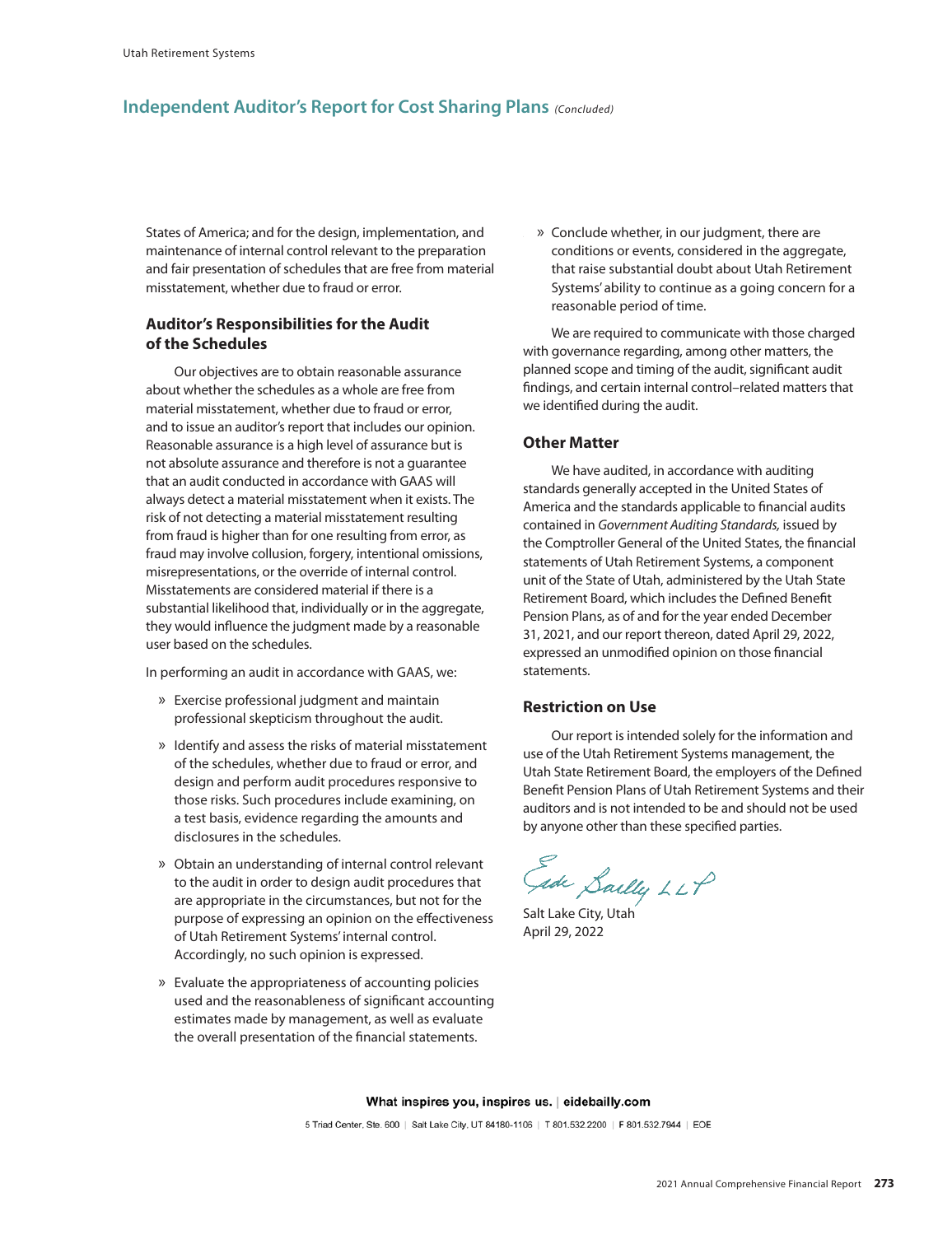## Independent Auditor's Report for Cost Sharing Plans *(Concluded)*

States of America; and for the design, implementation, and maintenance of internal control relevant to the preparation and fair presentation of schedules that are free from material misstatement, whether due to fraud or error.

### Auditor's Responsibilities for the Audit of the Schedules

Our objectives are to obtain reasonable assurance about whether the schedules as a whole are free from material misstatement, whether due to fraud or error, and to issue an auditor's report that includes our opinion. Reasonable assurance is a high level of assurance but is not absolute assurance and therefore is not a guarantee that an audit conducted in accordance with GAAS will always detect a material misstatement when it exists. The risk of not detecting a material misstatement resulting from fraud is higher than for one resulting from error, as fraud may involve collusion, forgery, intentional omissions, misrepresentations, or the override of internal control. Misstatements are considered material if there is a substantial likelihood that, individually or in the aggregate, they would influence the judgment made by a reasonable user based on the schedules.

In performing an audit in accordance with GAAS, we:

- Exercise professional judgment and maintain professional skepticism throughout the audit.
- Identify and assess the risks of material misstatement of the schedules, whether due to fraud or error, and design and perform audit procedures responsive to those risks. Such procedures include examining, on a test basis, evidence regarding the amounts and disclosures in the schedules.
- Obtain an understanding of internal control relevant to the audit in order to design audit procedures that are appropriate in the circumstances, but not for the purpose of expressing an opinion on the effectiveness of Utah Retirement Systems' internal control. Accordingly, no such opinion is expressed.
- Evaluate the appropriateness of accounting policies used and the reasonableness of significant accounting estimates made by management, as well as evaluate the overall presentation of the financial statements.
- Conclude whether, in our judgment, there are conditions or events, considered in the aggregate, that raise substantial doubt about Utah Retirement Systems' ability to continue as a going concern for a reasonable period of time.

We are required to communicate with those charged with governance regarding, among other matters, the planned scope and timing of the audit, significant audit findings, and certain internal control–related matters that we identified during the audit.

### Other Matter

We have audited, in accordance with auditing standards generally accepted in the United States of America and the standards applicable to financial audits contained in *Government Auditing Standards,* issued by the Comptroller General of the United States, the financial statements of Utah Retirement Systems, a component unit of the State of Utah, administered by the Utah State Retirement Board, which includes the Defined Benefit Pension Plans, as of and for the year ended December 31, 2021, and our report thereon, dated April 29, 2022, expressed an unmodified opinion on those financial statements.

### Restriction on Use

Our report is intended solely for the information and use of the Utah Retirement Systems management, the Utah State Retirement Board, the employers of the Defined Benefit Pension Plans of Utah Retirement Systems and their auditors and is not intended to be and should not be used by anyone other than these specified parties.

Eide Bailly LLP

Salt Lake City, Utah
April 29, 2022

What inspires you, inspires us. | eidebailly.com

5 Triad Center, Ste. 600 | Salt Lake City, UT 84180-1106 | T 801.532.2200 | F 801.532.7944 | EOE